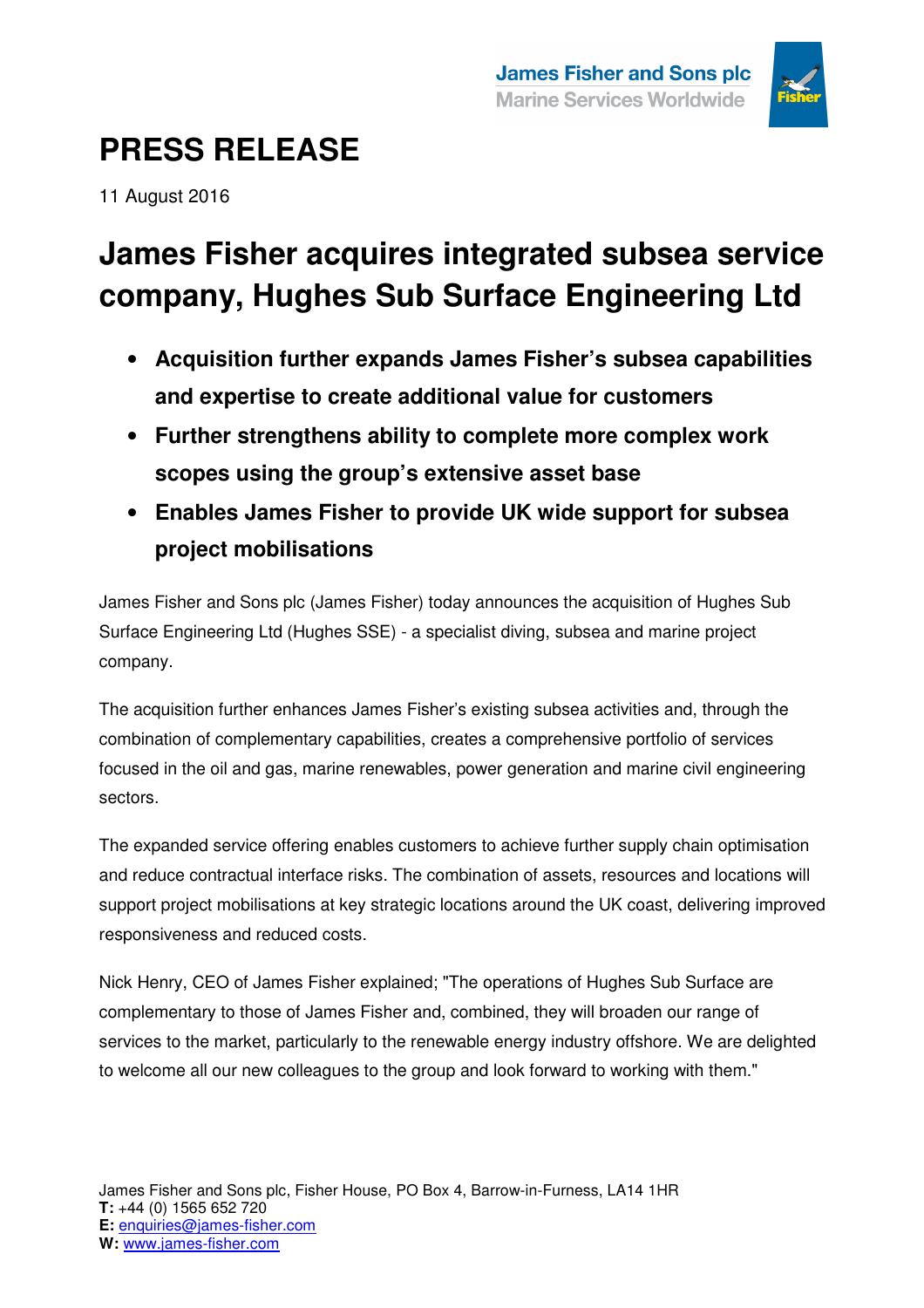James Fisher and Sons plc
Marine Services Worldwide

# PRESS RELEASE

11 August 2016

## James Fisher acquires integrated subsea service company, Hughes Sub Surface Engineering Ltd

- **Acquisition further expands James Fisher's subsea capabilities and expertise to create additional value for customers**
- **Further strengthens ability to complete more complex work scopes using the group's extensive asset base**
- **Enables James Fisher to provide UK wide support for subsea project mobilisations**

James Fisher and Sons plc (James Fisher) today announces the acquisition of Hughes Sub Surface Engineering Ltd (Hughes SSE) - a specialist diving, subsea and marine project company.

The acquisition further enhances James Fisher's existing subsea activities and, through the combination of complementary capabilities, creates a comprehensive portfolio of services focused in the oil and gas, marine renewables, power generation and marine civil engineering sectors.

The expanded service offering enables customers to achieve further supply chain optimisation and reduce contractual interface risks. The combination of assets, resources and locations will support project mobilisations at key strategic locations around the UK coast, delivering improved responsiveness and reduced costs.

Nick Henry, CEO of James Fisher explained; "The operations of Hughes Sub Surface are complementary to those of James Fisher and, combined, they will broaden our range of services to the market, particularly to the renewable energy industry offshore. We are delighted to welcome all our new colleagues to the group and look forward to working with them."

James Fisher and Sons plc, Fisher House, PO Box 4, Barrow-in-Furness, LA14 1HR
**T:** +44 (0) 1565 652 720
**E:** enquiries@james-fisher.com
**W:** www.james-fisher.com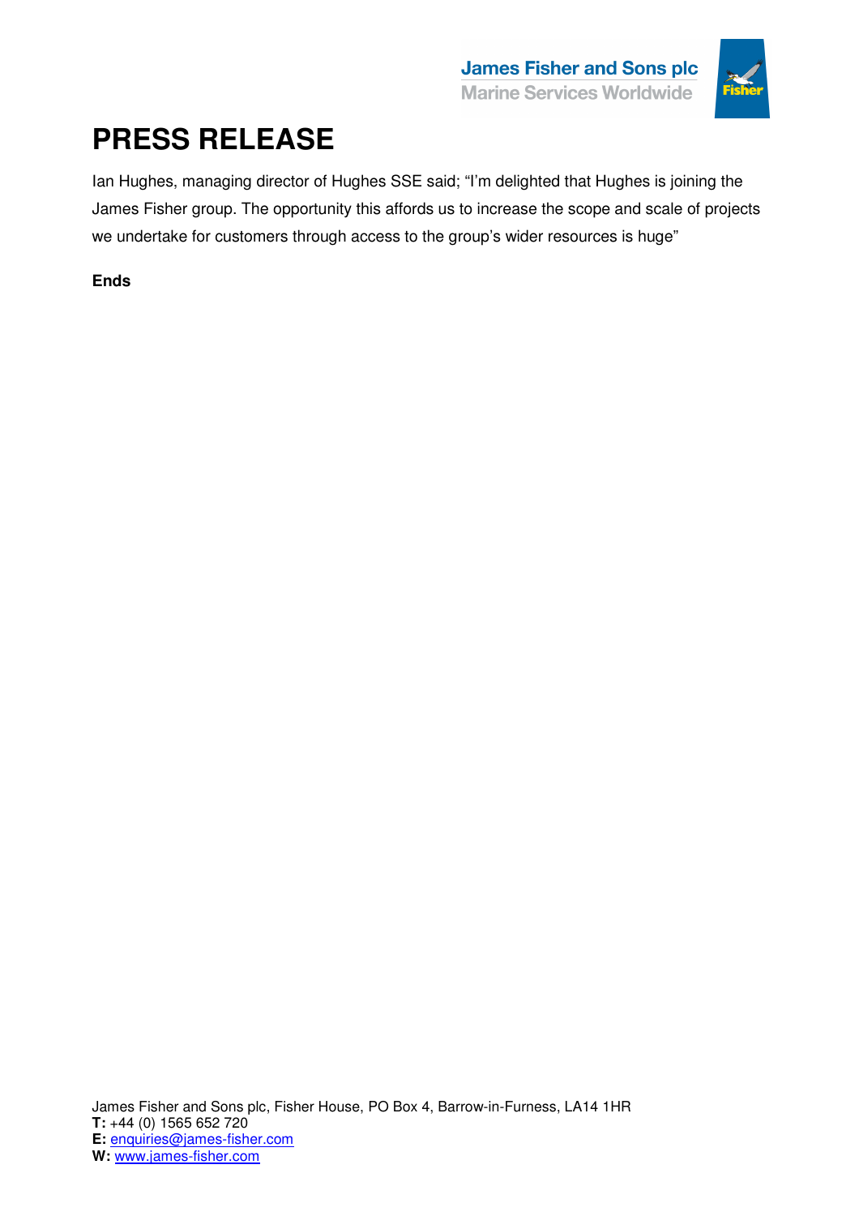# PRESS RELEASE

Ian Hughes, managing director of Hughes SSE said; "I'm delighted that Hughes is joining the James Fisher group. The opportunity this affords us to increase the scope and scale of projects we undertake for customers through access to the group's wider resources is huge"

**Ends**

James Fisher and Sons plc, Fisher House, PO Box 4, Barrow-in-Furness, LA14 1HR
**T:** +44 (0) 1565 652 720
**E:** enquiries@james-fisher.com
**W:** www.james-fisher.com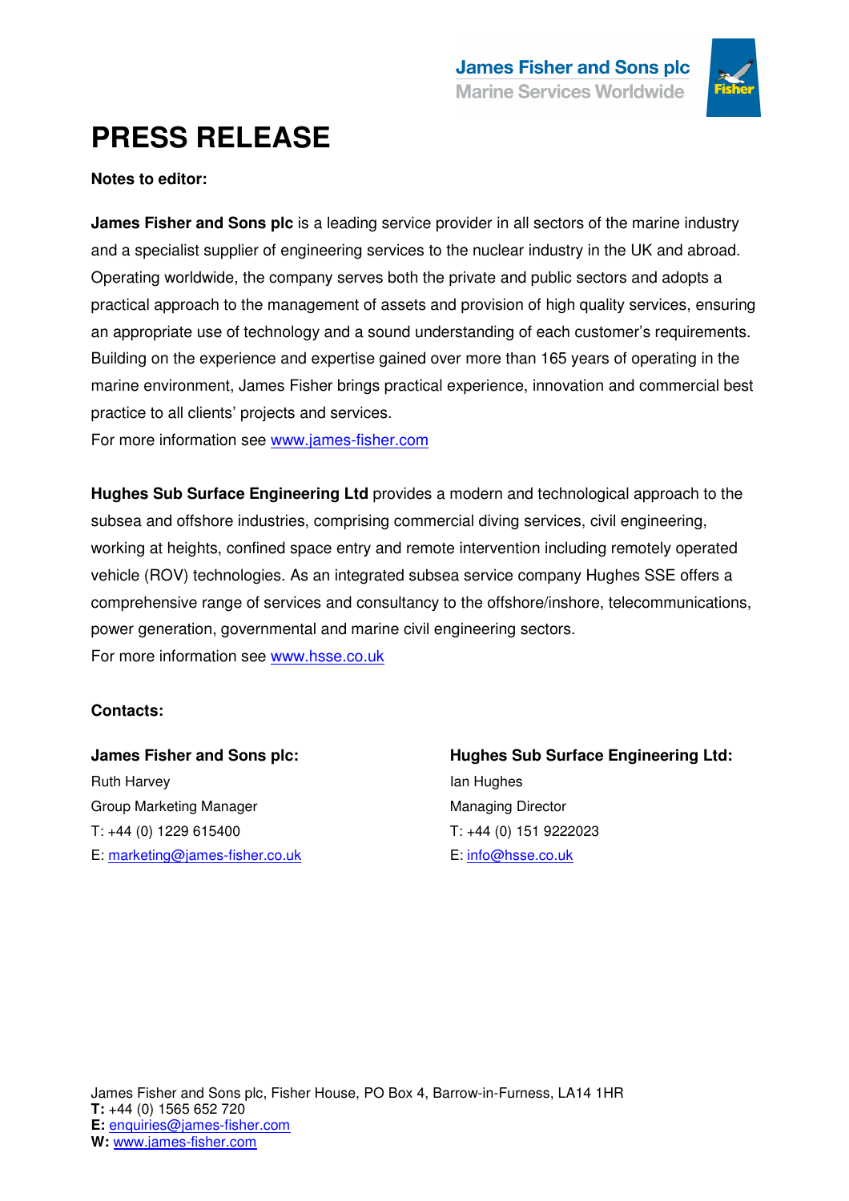# PRESS RELEASE

**Notes to editor:**

**James Fisher and Sons plc** is a leading service provider in all sectors of the marine industry and a specialist supplier of engineering services to the nuclear industry in the UK and abroad. Operating worldwide, the company serves both the private and public sectors and adopts a practical approach to the management of assets and provision of high quality services, ensuring an appropriate use of technology and a sound understanding of each customer's requirements. Building on the experience and expertise gained over more than 165 years of operating in the marine environment, James Fisher brings practical experience, innovation and commercial best practice to all clients' projects and services.
For more information see www.james-fisher.com

**Hughes Sub Surface Engineering Ltd** provides a modern and technological approach to the subsea and offshore industries, comprising commercial diving services, civil engineering, working at heights, confined space entry and remote intervention including remotely operated vehicle (ROV) technologies. As an integrated subsea service company Hughes SSE offers a comprehensive range of services and consultancy to the offshore/inshore, telecommunications, power generation, governmental and marine civil engineering sectors.
For more information see www.hsse.co.uk

**Contacts:**

**James Fisher and Sons plc:**
Ruth Harvey
Group Marketing Manager
T: +44 (0) 1229 615400
E: marketing@james-fisher.co.uk

**Hughes Sub Surface Engineering Ltd:**
Ian Hughes
Managing Director
T: +44 (0) 151 9222023
E: info@hsse.co.uk

James Fisher and Sons plc, Fisher House, PO Box 4, Barrow-in-Furness, LA14 1HR
**T:** +44 (0) 1565 652 720
**E:** enquiries@james-fisher.com
**W:** www.james-fisher.com